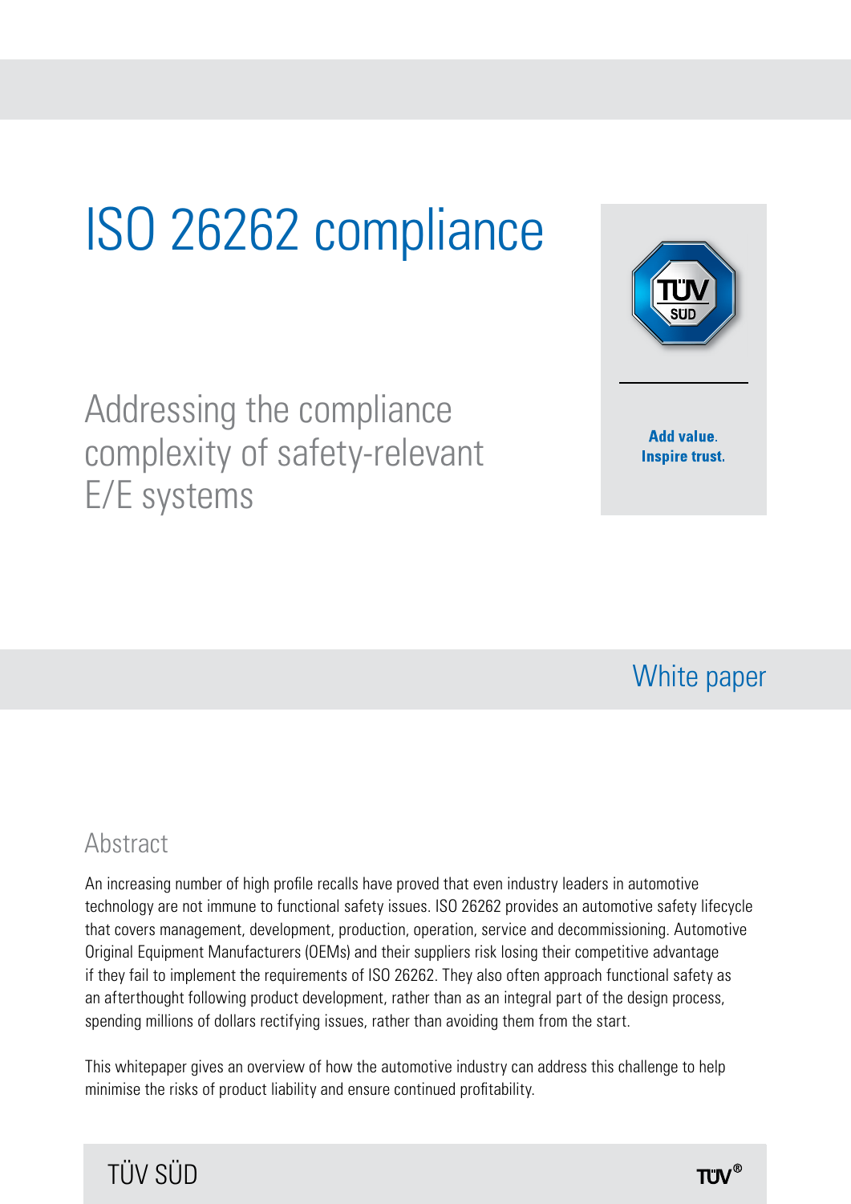# ISO 26262 compliance

## Addressing the compliance complexity of safety-relevant E/E systems

**Add value.**
**Inspire trust.**

White paper

## Abstract

An increasing number of high profile recalls have proved that even industry leaders in automotive technology are not immune to functional safety issues. ISO 26262 provides an automotive safety lifecycle that covers management, development, production, operation, service and decommissioning. Automotive Original Equipment Manufacturers (OEMs) and their suppliers risk losing their competitive advantage if they fail to implement the requirements of ISO 26262. They also often approach functional safety as an afterthought following product development, rather than as an integral part of the design process, spending millions of dollars rectifying issues, rather than avoiding them from the start.

This whitepaper gives an overview of how the automotive industry can address this challenge to help minimise the risks of product liability and ensure continued profitability.

TÜV SÜD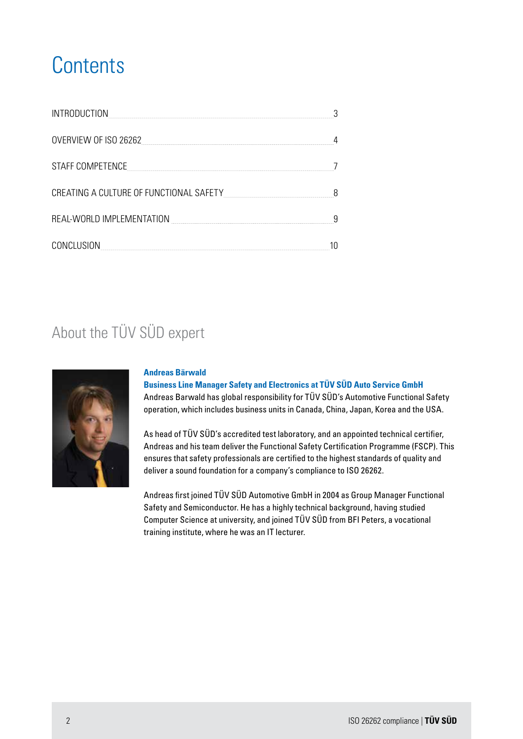# Contents

| | |
|---|---|
| INTRODUCTION | 3 |
| OVERVIEW OF ISO 26262 | 4 |
| STAFF COMPETENCE | 7 |
| CREATING A CULTURE OF FUNCTIONAL SAFETY | 8 |
| REAL-WORLD IMPLEMENTATION | 9 |
| CONCLUSION | 10 |

## About the TÜV SÜD expert

**Andreas Bärwald**

**Business Line Manager Safety and Electronics at TÜV SÜD Auto Service GmbH**

Andreas Barwald has global responsibility for TÜV SÜD's Automotive Functional Safety operation, which includes business units in Canada, China, Japan, Korea and the USA.

As head of TÜV SÜD's accredited test laboratory, and an appointed technical certifier, Andreas and his team deliver the Functional Safety Certification Programme (FSCP). This ensures that safety professionals are certified to the highest standards of quality and deliver a sound foundation for a company's compliance to ISO 26262.

Andreas first joined TÜV SÜD Automotive GmbH in 2004 as Group Manager Functional Safety and Semiconductor. He has a highly technical background, having studied Computer Science at university, and joined TÜV SÜD from BFI Peters, a vocational training institute, where he was an IT lecturer.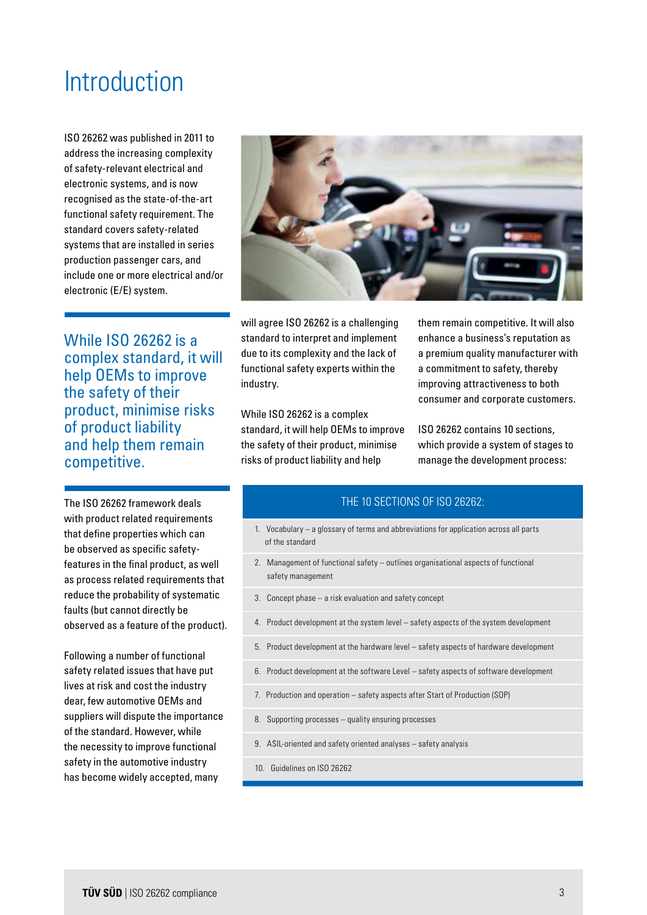# Introduction

ISO 26262 was published in 2011 to address the increasing complexity of safety-relevant electrical and electronic systems, and is now recognised as the state-of-the-art functional safety requirement. The standard covers safety-related systems that are installed in series production passenger cars, and include one or more electrical and/or electronic (E/E) system.

> While ISO 26262 is a complex standard, it will help OEMs to improve the safety of their product, minimise risks of product liability and help them remain competitive.

The ISO 26262 framework deals with product related requirements that define properties which can be observed as specific safety-features in the final product, as well as process related requirements that reduce the probability of systematic faults (but cannot directly be observed as a feature of the product).

Following a number of functional safety related issues that have put lives at risk and cost the industry dear, few automotive OEMs and suppliers will dispute the importance of the standard. However, while the necessity to improve functional safety in the automotive industry has become widely accepted, many will agree ISO 26262 is a challenging standard to interpret and implement due to its complexity and the lack of functional safety experts within the industry.

While ISO 26262 is a complex standard, it will help OEMs to improve the safety of their product, minimise risks of product liability and help them remain competitive. It will also enhance a business's reputation as a premium quality manufacturer with a commitment to safety, thereby improving attractiveness to both consumer and corporate customers.

ISO 26262 contains 10 sections, which provide a system of stages to manage the development process:

## THE 10 SECTIONS OF ISO 26262:

1. Vocabulary – a glossary of terms and abbreviations for application across all parts of the standard
2. Management of functional safety – outlines organisational aspects of functional safety management
3. Concept phase – a risk evaluation and safety concept
4. Product development at the system level – safety aspects of the system development
5. Product development at the hardware level – safety aspects of hardware development
6. Product development at the software Level – safety aspects of software development
7. Production and operation – safety aspects after Start of Production (SOP)
8. Supporting processes – quality ensuring processes
9. ASIL-oriented and safety oriented analyses – safety analysis
10. Guidelines on ISO 26262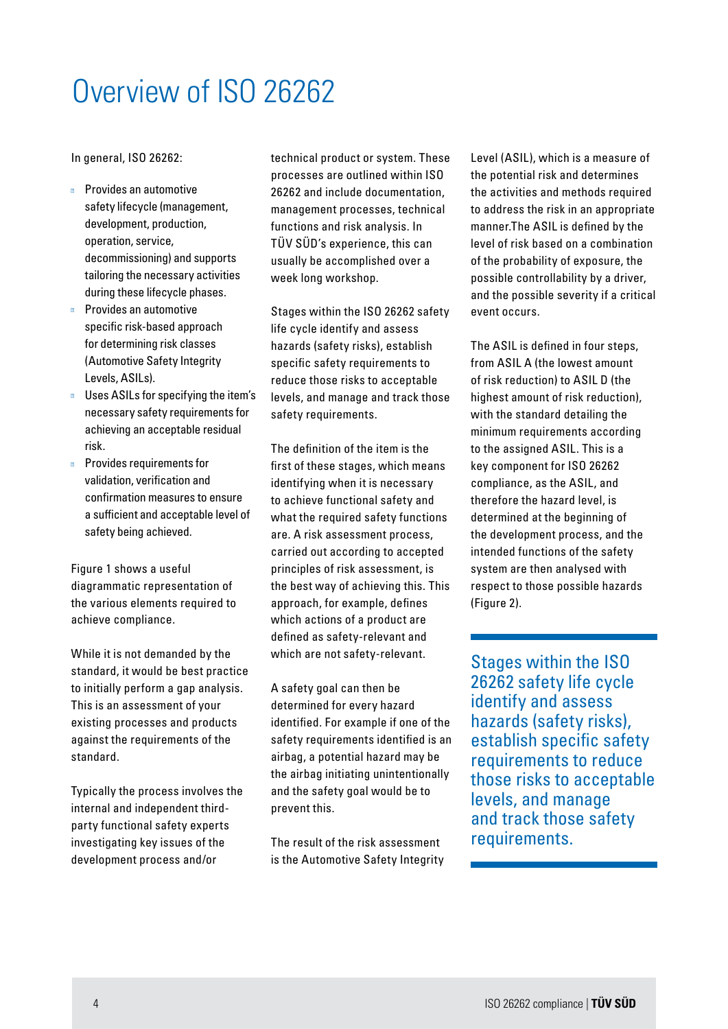# Overview of ISO 26262

In general, ISO 26262:

- Provides an automotive safety lifecycle (management, development, production, operation, service, decommissioning) and supports tailoring the necessary activities during these lifecycle phases.
- Provides an automotive specific risk-based approach for determining risk classes (Automotive Safety Integrity Levels, ASILs).
- Uses ASILs for specifying the item's necessary safety requirements for achieving an acceptable residual risk.
- Provides requirements for validation, verification and confirmation measures to ensure a sufficient and acceptable level of safety being achieved.

Figure 1 shows a useful diagrammatic representation of the various elements required to achieve compliance.

While it is not demanded by the standard, it would be best practice to initially perform a gap analysis. This is an assessment of your existing processes and products against the requirements of the standard.

Typically the process involves the internal and independent third-party functional safety experts investigating key issues of the development process and/or technical product or system. These processes are outlined within ISO 26262 and include documentation, management processes, technical functions and risk analysis. In TÜV SÜD's experience, this can usually be accomplished over a week long workshop.

Stages within the ISO 26262 safety life cycle identify and assess hazards (safety risks), establish specific safety requirements to reduce those risks to acceptable levels, and manage and track those safety requirements.

The definition of the item is the first of these stages, which means identifying when it is necessary to achieve functional safety and what the required safety functions are. A risk assessment process, carried out according to accepted principles of risk assessment, is the best way of achieving this. This approach, for example, defines which actions of a product are defined as safety-relevant and which are not safety-relevant.

A safety goal can then be determined for every hazard identified. For example if one of the safety requirements identified is an airbag, a potential hazard may be the airbag initiating unintentionally and the safety goal would be to prevent this.

The result of the risk assessment is the Automotive Safety Integrity Level (ASIL), which is a measure of the potential risk and determines the activities and methods required to address the risk in an appropriate manner.The ASIL is defined by the level of risk based on a combination of the probability of exposure, the possible controllability by a driver, and the possible severity if a critical event occurs.

The ASIL is defined in four steps, from ASIL A (the lowest amount of risk reduction) to ASIL D (the highest amount of risk reduction), with the standard detailing the minimum requirements according to the assigned ASIL. This is a key component for ISO 26262 compliance, as the ASIL, and therefore the hazard level, is determined at the beginning of the development process, and the intended functions of the safety system are then analysed with respect to those possible hazards (Figure 2).

> Stages within the ISO 26262 safety life cycle identify and assess hazards (safety risks), establish specific safety requirements to reduce those risks to acceptable levels, and manage and track those safety requirements.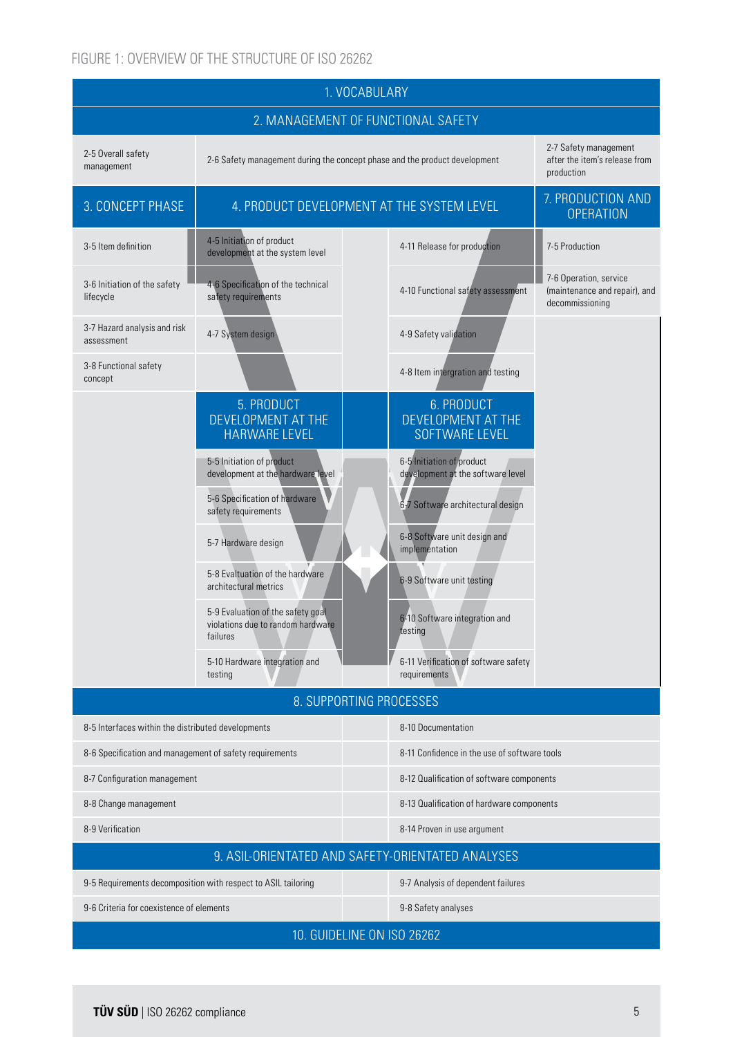FIGURE 1: OVERVIEW OF THE STRUCTURE OF ISO 26262

## 1. VOCABULARY

## 2. MANAGEMENT OF FUNCTIONAL SAFETY

- 2-5 Overall safety management
- 2-6 Safety management during the concept phase and the product development
- 2-7 Safety management after the item's release from production

## 3. CONCEPT PHASE

- 3-5 Item definition
- 3-6 Initiation of the safety lifecycle
- 3-7 Hazard analysis and risk assessment
- 3-8 Functional safety concept

## 4. PRODUCT DEVELOPMENT AT THE SYSTEM LEVEL

- 4-5 Initiation of product development at the system level
- 4-6 Specification of the technical safety requirements
- 4-7 System design
- 4-8 Item intergration and testing
- 4-9 Safety validation
- 4-10 Functional safety assessment
- 4-11 Release for production

## 7. PRODUCTION AND OPERATION

- 7-5 Production
- 7-6 Operation, service (maintenance and repair), and decommissioning

## 5. PRODUCT DEVELOPMENT AT THE HARWARE LEVEL

- 5-5 Initiation of product development at the hardware level
- 5-6 Specification of hardware safety requirements
- 5-7 Hardware design
- 5-8 Evaltuation of the hardware architectural metrics
- 5-9 Evaluation of the safety goal violations due to random hardware failures
- 5-10 Hardware integration and testing

## 6. PRODUCT DEVELOPMENT AT THE SOFTWARE LEVEL

- 6-5 Initiation of product development at the software level
- 6-7 Software architectural design
- 6-8 Software unit design and implementation
- 6-9 Software unit testing
- 6-10 Software integration and testing
- 6-11 Verification of software safety requirements

## 8. SUPPORTING PROCESSES

- 8-5 Interfaces within the distributed developments
- 8-6 Specification and management of safety requirements
- 8-7 Configuration management
- 8-8 Change management
- 8-9 Verification
- 8-10 Documentation
- 8-11 Confidence in the use of software tools
- 8-12 Qualification of software components
- 8-13 Qualification of hardware components
- 8-14 Proven in use argument

## 9. ASIL-ORIENTATED AND SAFETY-ORIENTATED ANALYSES

- 9-5 Requirements decomposition with respect to ASIL tailoring
- 9-6 Criteria for coexistence of elements
- 9-7 Analysis of dependent failures
- 9-8 Safety analyses

## 10. GUIDELINE ON ISO 26262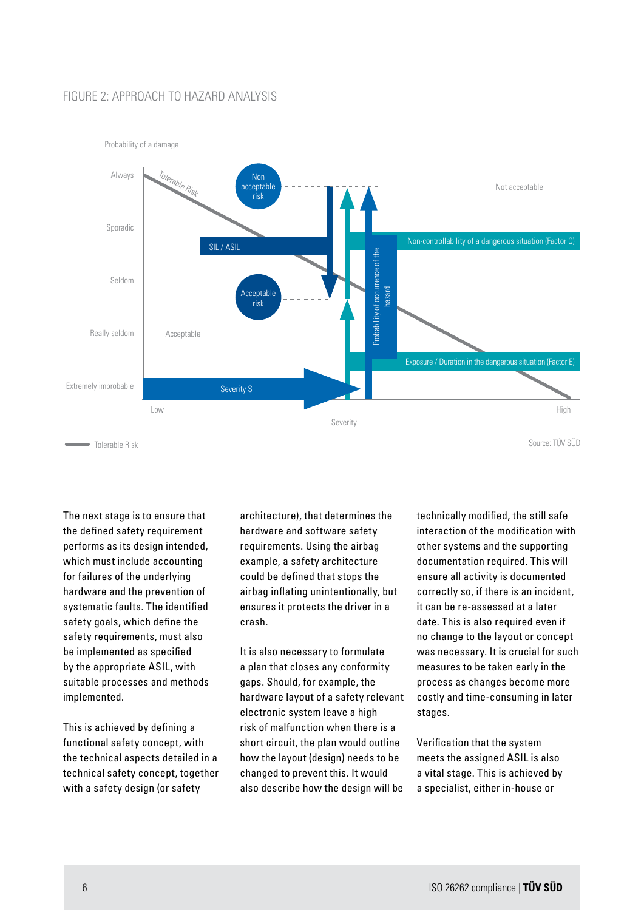FIGURE 2: APPROACH TO HAZARD ANALYSIS

Probability of a damage

Always

Sporadic

Seldom

Really seldom

Extremely improbable

Tolerable Risk

Non acceptable risk

Acceptable risk

Not acceptable

Acceptable

SIL / ASIL

Non-controllability of a dangerous situation (Factor C)

Probability of occurrence of the hazard

Exposure / Duration in the dangerous situation (Factor E)

Severity S

Low

High

Severity

Tolerable Risk

Source: TÜV SÜD

The next stage is to ensure that the defined safety requirement performs as its design intended, which must include accounting for failures of the underlying hardware and the prevention of systematic faults. The identified safety goals, which define the safety requirements, must also be implemented as specified by the appropriate ASIL, with suitable processes and methods implemented.

This is achieved by defining a functional safety concept, with the technical aspects detailed in a technical safety concept, together with a safety design (or safety architecture), that determines the hardware and software safety requirements. Using the airbag example, a safety architecture could be defined that stops the airbag inflating unintentionally, but ensures it protects the driver in a crash.

It is also necessary to formulate a plan that closes any conformity gaps. Should, for example, the hardware layout of a safety relevant electronic system leave a high risk of malfunction when there is a short circuit, the plan would outline how the layout (design) needs to be changed to prevent this. It would also describe how the design will be technically modified, the still safe interaction of the modification with other systems and the supporting documentation required. This will ensure all activity is documented correctly so, if there is an incident, it can be re-assessed at a later date. This is also required even if no change to the layout or concept was necessary. It is crucial for such measures to be taken early in the process as changes become more costly and time-consuming in later stages.

Verification that the system meets the assigned ASIL is also a vital stage. This is achieved by a specialist, either in-house or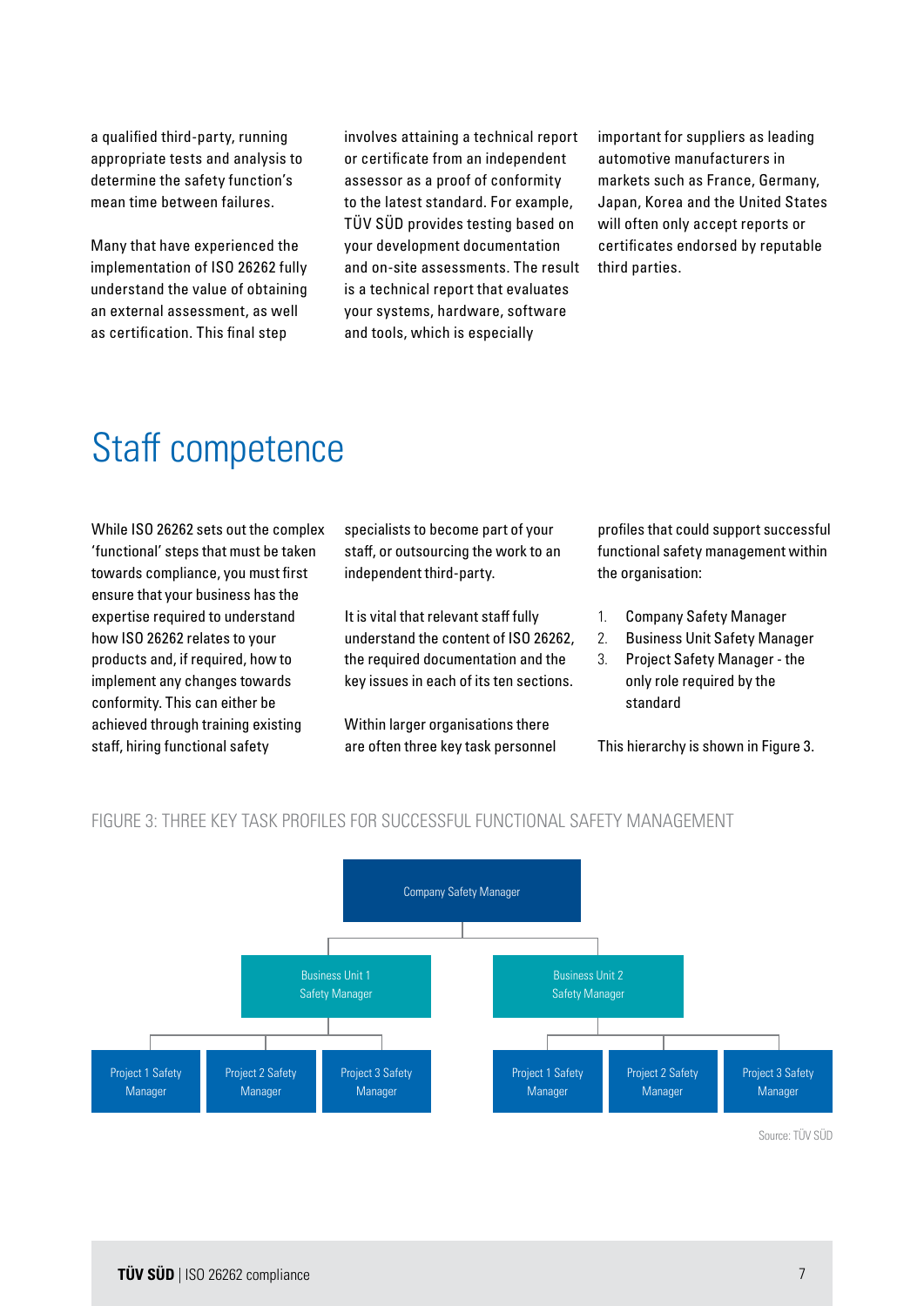a qualified third-party, running appropriate tests and analysis to determine the safety function's mean time between failures.

Many that have experienced the implementation of ISO 26262 fully understand the value of obtaining an external assessment, as well as certification. This final step involves attaining a technical report or certificate from an independent assessor as a proof of conformity to the latest standard. For example, TÜV SÜD provides testing based on your development documentation and on-site assessments. The result is a technical report that evaluates your systems, hardware, software and tools, which is especially important for suppliers as leading automotive manufacturers in markets such as France, Germany, Japan, Korea and the United States will often only accept reports or certificates endorsed by reputable third parties.

# Staff competence

While ISO 26262 sets out the complex 'functional' steps that must be taken towards compliance, you must first ensure that your business has the expertise required to understand how ISO 26262 relates to your products and, if required, how to implement any changes towards conformity. This can either be achieved through training existing staff, hiring functional safety specialists to become part of your staff, or outsourcing the work to an independent third-party.

It is vital that relevant staff fully understand the content of ISO 26262, the required documentation and the key issues in each of its ten sections.

Within larger organisations there are often three key task personnel profiles that could support successful functional safety management within the organisation:

1. Company Safety Manager
2. Business Unit Safety Manager
3. Project Safety Manager - the only role required by the standard

This hierarchy is shown in Figure 3.

FIGURE 3: THREE KEY TASK PROFILES FOR SUCCESSFUL FUNCTIONAL SAFETY MANAGEMENT

- Company Safety Manager
  - Business Unit 1 Safety Manager
    - Project 1 Safety Manager
    - Project 2 Safety Manager
    - Project 3 Safety Manager
  - Business Unit 2 Safety Manager
    - Project 1 Safety Manager
    - Project 2 Safety Manager
    - Project 3 Safety Manager

Source: TÜV SÜD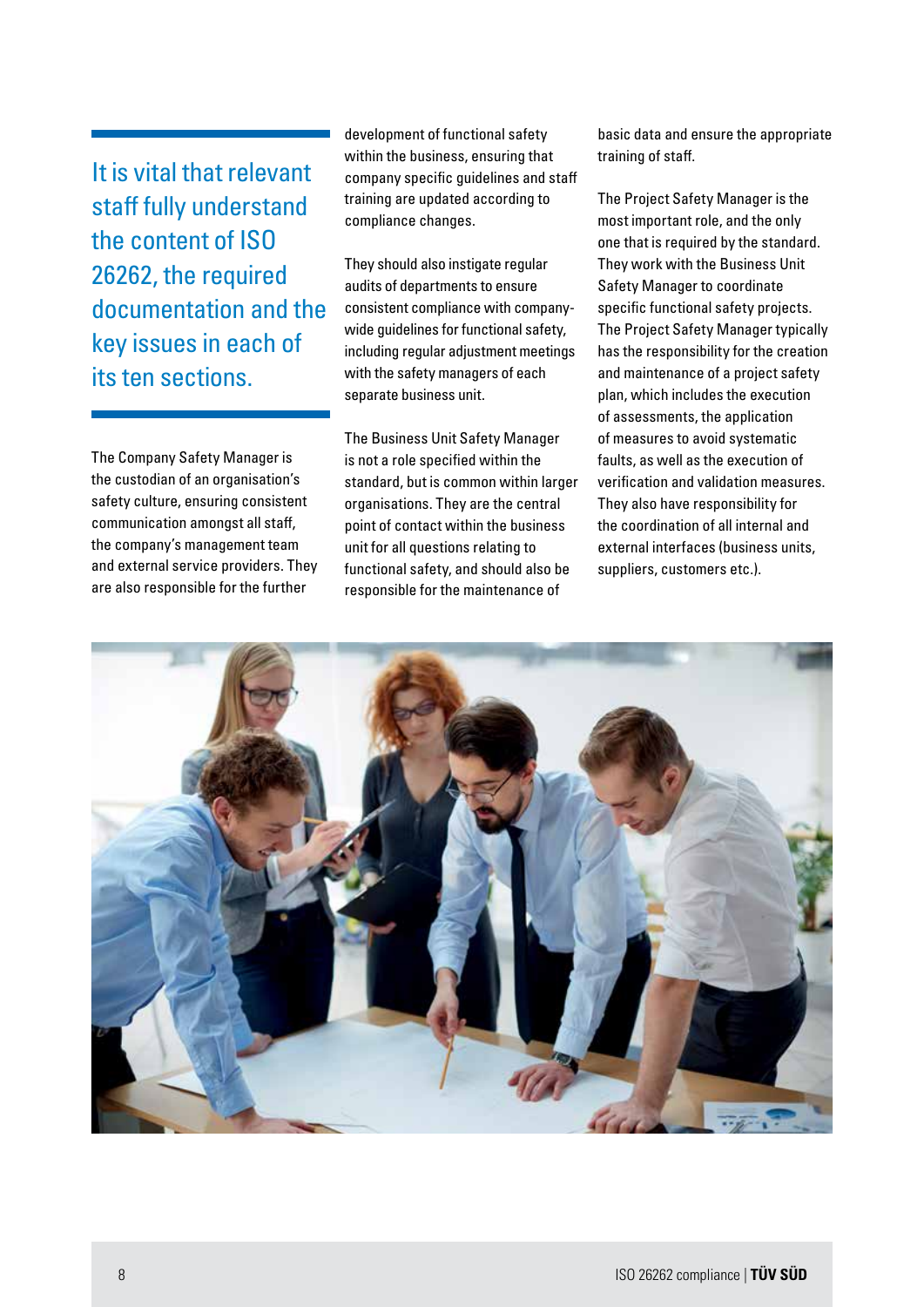> It is vital that relevant staff fully understand the content of ISO 26262, the required documentation and the key issues in each of its ten sections.

The Company Safety Manager is the custodian of an organisation's safety culture, ensuring consistent communication amongst all staff, the company's management team and external service providers. They are also responsible for the further development of functional safety within the business, ensuring that company specific guidelines and staff training are updated according to compliance changes.

They should also instigate regular audits of departments to ensure consistent compliance with company-wide guidelines for functional safety, including regular adjustment meetings with the safety managers of each separate business unit.

The Business Unit Safety Manager is not a role specified within the standard, but is common within larger organisations. They are the central point of contact within the business unit for all questions relating to functional safety, and should also be responsible for the maintenance of basic data and ensure the appropriate training of staff.

The Project Safety Manager is the most important role, and the only one that is required by the standard. They work with the Business Unit Safety Manager to coordinate specific functional safety projects. The Project Safety Manager typically has the responsibility for the creation and maintenance of a project safety plan, which includes the execution of assessments, the application of measures to avoid systematic faults, as well as the execution of verification and validation measures. They also have responsibility for the coordination of all internal and external interfaces (business units, suppliers, customers etc.).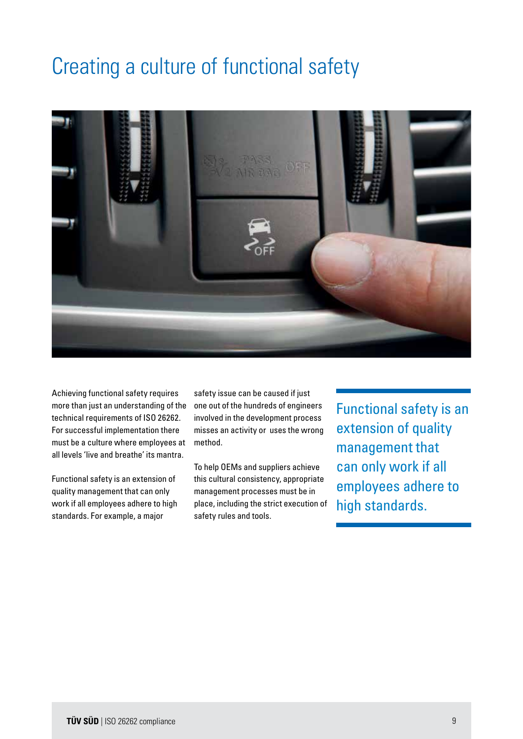# Creating a culture of functional safety

Achieving functional safety requires more than just an understanding of the technical requirements of ISO 26262. For successful implementation there must be a culture where employees at all levels 'live and breathe' its mantra.

Functional safety is an extension of quality management that can only work if all employees adhere to high standards. For example, a major safety issue can be caused if just one out of the hundreds of engineers involved in the development process misses an activity or uses the wrong method.

To help OEMs and suppliers achieve this cultural consistency, appropriate management processes must be in place, including the strict execution of safety rules and tools.

> Functional safety is an extension of quality management that can only work if all employees adhere to high standards.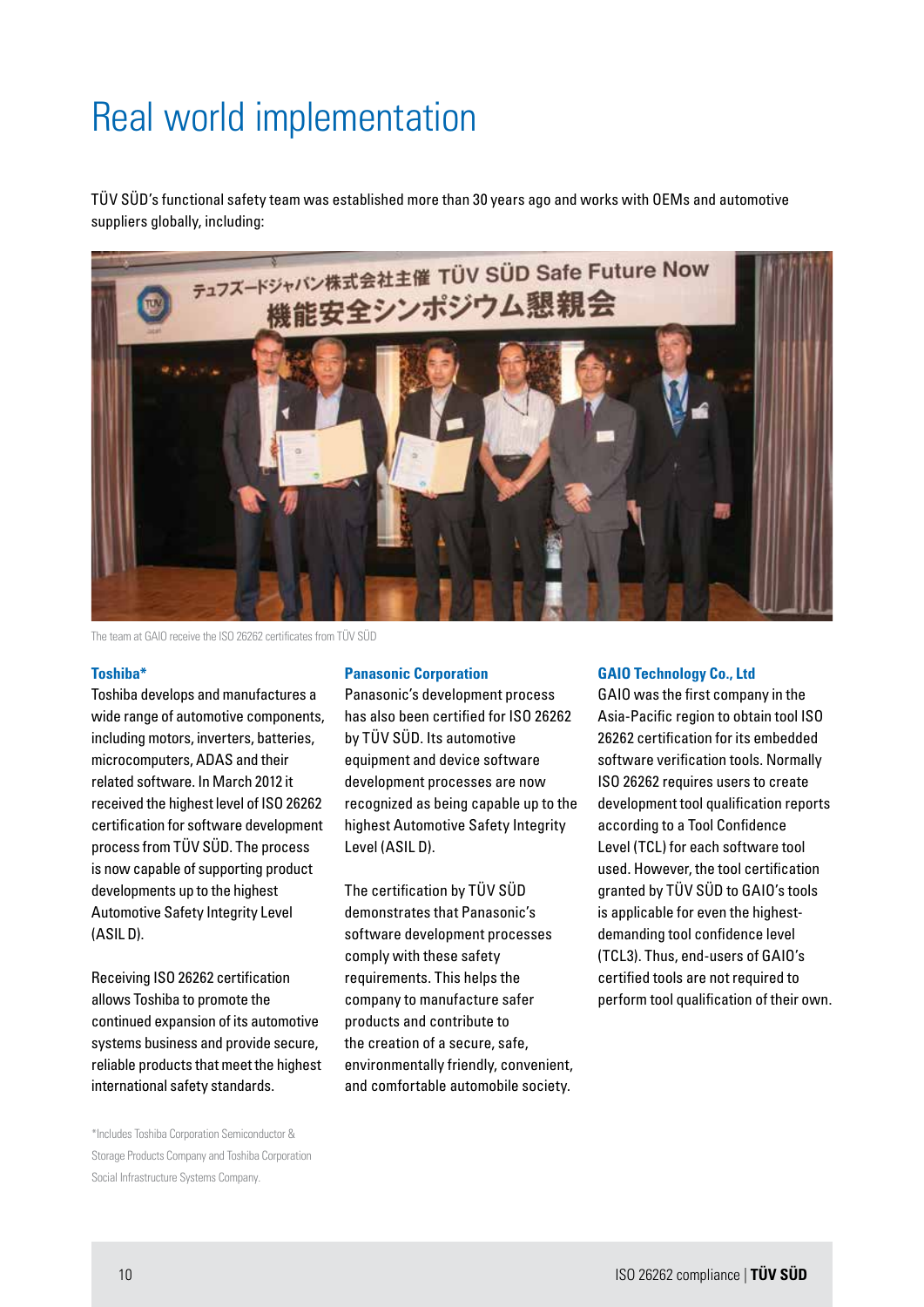# Real world implementation

TÜV SÜD's functional safety team was established more than 30 years ago and works with OEMs and automotive suppliers globally, including:

The team at GAIO receive the ISO 26262 certificates from TÜV SÜD

### Toshiba*

Toshiba develops and manufactures a wide range of automotive components, including motors, inverters, batteries, microcomputers, ADAS and their related software. In March 2012 it received the highest level of ISO 26262 certification for software development process from TÜV SÜD. The process is now capable of supporting product developments up to the highest Automotive Safety Integrity Level (ASIL D).

Receiving ISO 26262 certification allows Toshiba to promote the continued expansion of its automotive systems business and provide secure, reliable products that meet the highest international safety standards.

*Includes Toshiba Corporation Semiconductor & Storage Products Company and Toshiba Corporation Social Infrastructure Systems Company.

### Panasonic Corporation

Panasonic's development process has also been certified for ISO 26262 by TÜV SÜD. Its automotive equipment and device software development processes are now recognized as being capable up to the highest Automotive Safety Integrity Level (ASIL D).

The certification by TÜV SÜD demonstrates that Panasonic's software development processes comply with these safety requirements. This helps the company to manufacture safer products and contribute to the creation of a secure, safe, environmentally friendly, convenient, and comfortable automobile society.

### GAIO Technology Co., Ltd

GAIO was the first company in the Asia-Pacific region to obtain tool ISO 26262 certification for its embedded software verification tools. Normally ISO 26262 requires users to create development tool qualification reports according to a Tool Confidence Level (TCL) for each software tool used. However, the tool certification granted by TÜV SÜD to GAIO's tools is applicable for even the highest-demanding tool confidence level (TCL3). Thus, end-users of GAIO's certified tools are not required to perform tool qualification of their own.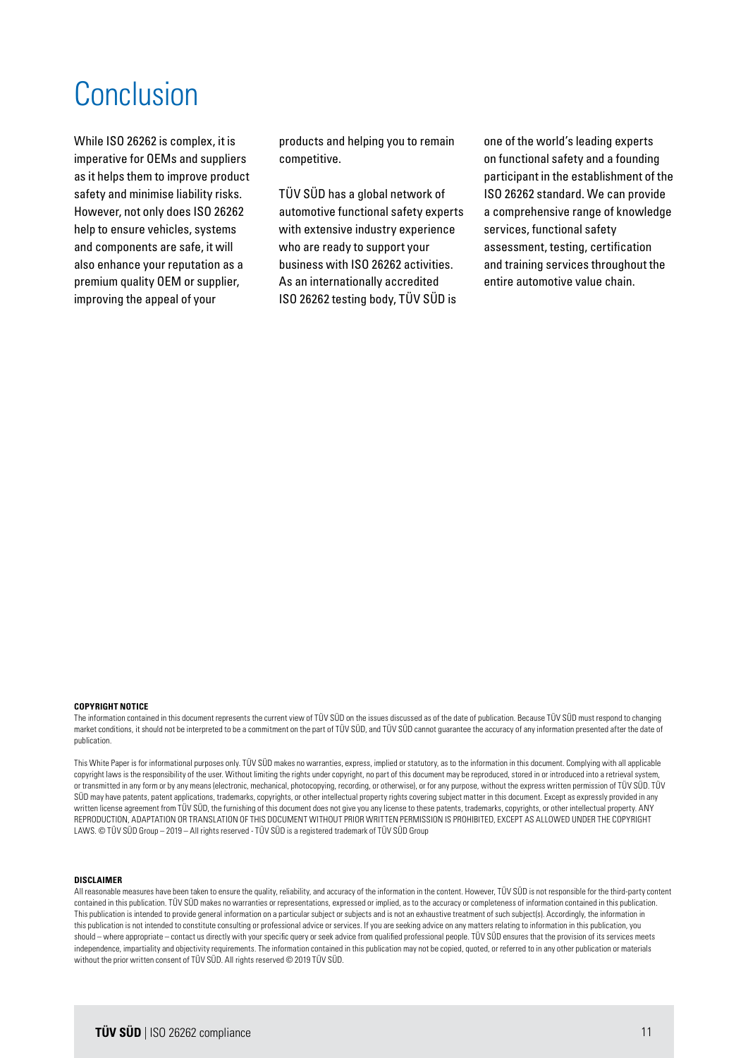# Conclusion

While ISO 26262 is complex, it is imperative for OEMs and suppliers as it helps them to improve product safety and minimise liability risks. However, not only does ISO 26262 help to ensure vehicles, systems and components are safe, it will also enhance your reputation as a premium quality OEM or supplier, improving the appeal of your products and helping you to remain competitive.

TÜV SÜD has a global network of automotive functional safety experts with extensive industry experience who are ready to support your business with ISO 26262 activities. As an internationally accredited ISO 26262 testing body, TÜV SÜD is one of the world's leading experts on functional safety and a founding participant in the establishment of the ISO 26262 standard. We can provide a comprehensive range of knowledge services, functional safety assessment, testing, certification and training services throughout the entire automotive value chain.

**COPYRIGHT NOTICE**

The information contained in this document represents the current view of TÜV SÜD on the issues discussed as of the date of publication. Because TÜV SÜD must respond to changing market conditions, it should not be interpreted to be a commitment on the part of TÜV SÜD, and TÜV SÜD cannot guarantee the accuracy of any information presented after the date of publication.

This White Paper is for informational purposes only. TÜV SÜD makes no warranties, express, implied or statutory, as to the information in this document. Complying with all applicable copyright laws is the responsibility of the user. Without limiting the rights under copyright, no part of this document may be reproduced, stored in or introduced into a retrieval system, or transmitted in any form or by any means (electronic, mechanical, photocopying, recording, or otherwise), or for any purpose, without the express written permission of TÜV SÜD. TÜV SÜD may have patents, patent applications, trademarks, copyrights, or other intellectual property rights covering subject matter in this document. Except as expressly provided in any written license agreement from TÜV SÜD, the furnishing of this document does not give you any license to these patents, trademarks, copyrights, or other intellectual property. ANY REPRODUCTION, ADAPTATION OR TRANSLATION OF THIS DOCUMENT WITHOUT PRIOR WRITTEN PERMISSION IS PROHIBITED, EXCEPT AS ALLOWED UNDER THE COPYRIGHT LAWS. © TÜV SÜD Group – 2019 – All rights reserved - TÜV SÜD is a registered trademark of TÜV SÜD Group

**DISCLAIMER**

All reasonable measures have been taken to ensure the quality, reliability, and accuracy of the information in the content. However, TÜV SÜD is not responsible for the third-party content contained in this publication. TÜV SÜD makes no warranties or representations, expressed or implied, as to the accuracy or completeness of information contained in this publication. This publication is intended to provide general information on a particular subject or subjects and is not an exhaustive treatment of such subject(s). Accordingly, the information in this publication is not intended to constitute consulting or professional advice or services. If you are seeking advice on any matters relating to information in this publication, you should – where appropriate – contact us directly with your specific query or seek advice from qualified professional people. TÜV SÜD ensures that the provision of its services meets independence, impartiality and objectivity requirements. The information contained in this publication may not be copied, quoted, or referred to in any other publication or materials without the prior written consent of TÜV SÜD. All rights reserved © 2019 TÜV SÜD.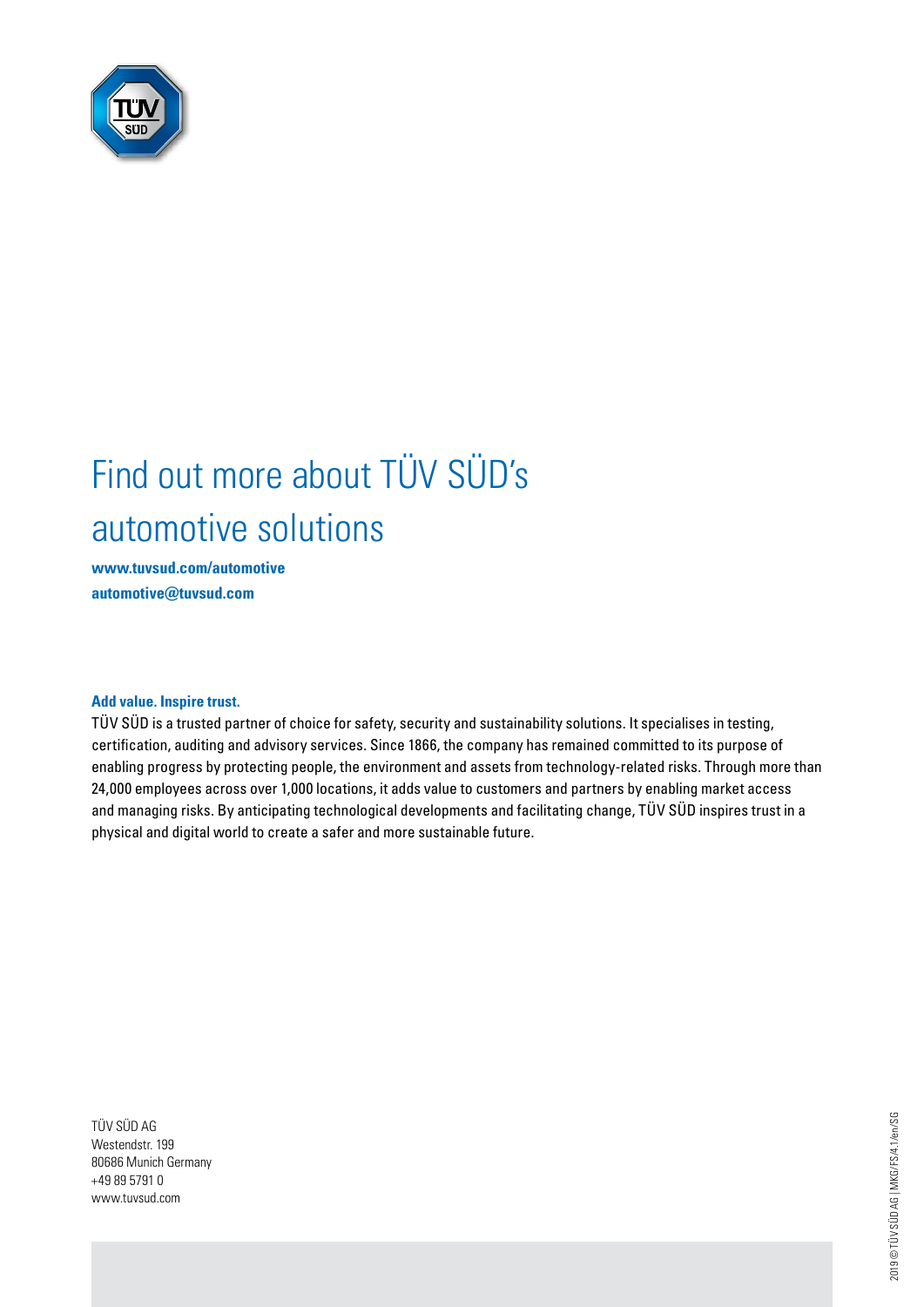# Find out more about TÜV SÜD's automotive solutions

**www.tuvsud.com/automotive**
**automotive@tuvsud.com**

**Add value. Inspire trust.**

TÜV SÜD is a trusted partner of choice for safety, security and sustainability solutions. It specialises in testing, certification, auditing and advisory services. Since 1866, the company has remained committed to its purpose of enabling progress by protecting people, the environment and assets from technology-related risks. Through more than 24,000 employees across over 1,000 locations, it adds value to customers and partners by enabling market access and managing risks. By anticipating technological developments and facilitating change, TÜV SÜD inspires trust in a physical and digital world to create a safer and more sustainable future.

TÜV SÜD AG
Westendstr. 199
80686 Munich Germany
+49 89 5791 0
www.tuvsud.com

2019 © TÜV SÜD AG | MKG/FS/4.1/en/SG